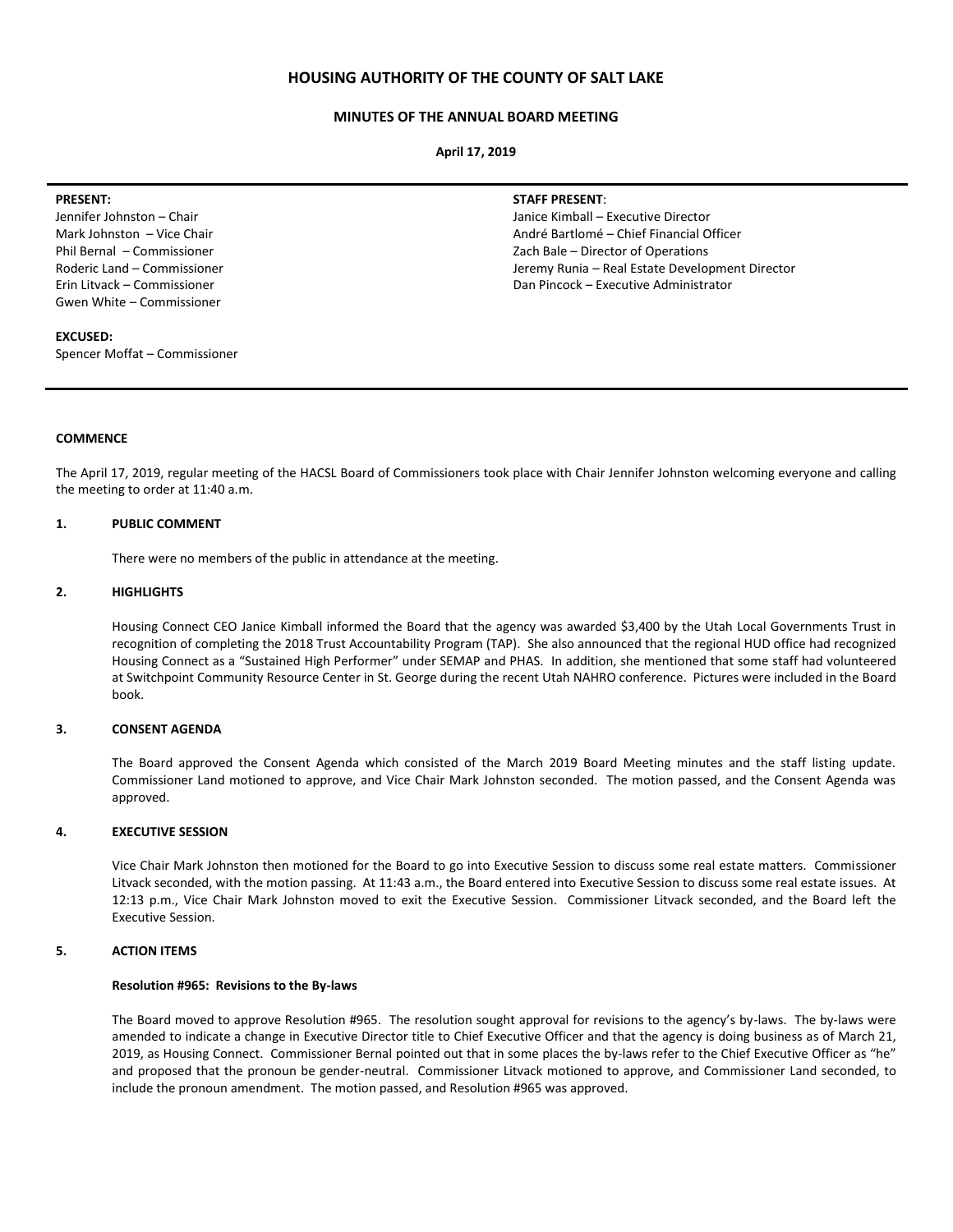# HOUSING AUTHORITY OF THE COUNTY OF SALT LAKE

## MINUTES OF THE ANNUAL BOARD MEETING

**April 17, 2019**

**PRESENT:**
Jennifer Johnston – Chair
Mark Johnston – Vice Chair
Phil Bernal – Commissioner
Roderic Land – Commissioner
Erin Litvack – Commissioner
Gwen White – Commissioner

**EXCUSED:**
Spencer Moffat – Commissioner

**STAFF PRESENT**:
Janice Kimball – Executive Director
André Bartlomé – Chief Financial Officer
Zach Bale – Director of Operations
Jeremy Runia – Real Estate Development Director
Dan Pincock – Executive Administrator

### COMMENCE

The April 17, 2019, regular meeting of the HACSL Board of Commissioners took place with Chair Jennifer Johnston welcoming everyone and calling the meeting to order at 11:40 a.m.

### 1. PUBLIC COMMENT

There were no members of the public in attendance at the meeting.

### 2. HIGHLIGHTS

Housing Connect CEO Janice Kimball informed the Board that the agency was awarded $3,400 by the Utah Local Governments Trust in recognition of completing the 2018 Trust Accountability Program (TAP). She also announced that the regional HUD office had recognized Housing Connect as a "Sustained High Performer" under SEMAP and PHAS. In addition, she mentioned that some staff had volunteered at Switchpoint Community Resource Center in St. George during the recent Utah NAHRO conference. Pictures were included in the Board book.

### 3. CONSENT AGENDA

The Board approved the Consent Agenda which consisted of the March 2019 Board Meeting minutes and the staff listing update. Commissioner Land motioned to approve, and Vice Chair Mark Johnston seconded. The motion passed, and the Consent Agenda was approved.

### 4. EXECUTIVE SESSION

Vice Chair Mark Johnston then motioned for the Board to go into Executive Session to discuss some real estate matters. Commissioner Litvack seconded, with the motion passing. At 11:43 a.m., the Board entered into Executive Session to discuss some real estate issues. At 12:13 p.m., Vice Chair Mark Johnston moved to exit the Executive Session. Commissioner Litvack seconded, and the Board left the Executive Session.

### 5. ACTION ITEMS

**Resolution #965: Revisions to the By-laws**

The Board moved to approve Resolution #965. The resolution sought approval for revisions to the agency's by-laws. The by-laws were amended to indicate a change in Executive Director title to Chief Executive Officer and that the agency is doing business as of March 21, 2019, as Housing Connect. Commissioner Bernal pointed out that in some places the by-laws refer to the Chief Executive Officer as "he" and proposed that the pronoun be gender-neutral. Commissioner Litvack motioned to approve, and Commissioner Land seconded, to include the pronoun amendment. The motion passed, and Resolution #965 was approved.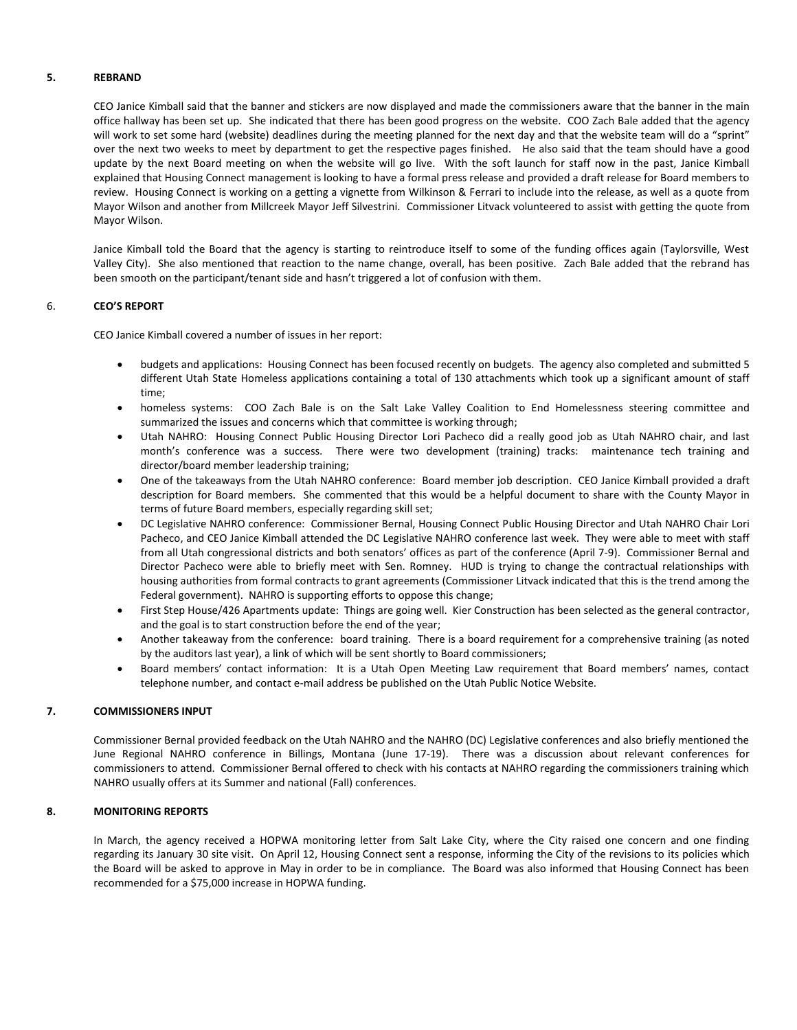## 5. REBRAND

CEO Janice Kimball said that the banner and stickers are now displayed and made the commissioners aware that the banner in the main office hallway has been set up. She indicated that there has been good progress on the website. COO Zach Bale added that the agency will work to set some hard (website) deadlines during the meeting planned for the next day and that the website team will do a "sprint" over the next two weeks to meet by department to get the respective pages finished. He also said that the team should have a good update by the next Board meeting on when the website will go live. With the soft launch for staff now in the past, Janice Kimball explained that Housing Connect management is looking to have a formal press release and provided a draft release for Board members to review. Housing Connect is working on a getting a vignette from Wilkinson & Ferrari to include into the release, as well as a quote from Mayor Wilson and another from Millcreek Mayor Jeff Silvestrini. Commissioner Litvack volunteered to assist with getting the quote from Mayor Wilson.

Janice Kimball told the Board that the agency is starting to reintroduce itself to some of the funding offices again (Taylorsville, West Valley City). She also mentioned that reaction to the name change, overall, has been positive. Zach Bale added that the rebrand has been smooth on the participant/tenant side and hasn't triggered a lot of confusion with them.

## 6. CEO'S REPORT

CEO Janice Kimball covered a number of issues in her report:

- budgets and applications: Housing Connect has been focused recently on budgets. The agency also completed and submitted 5 different Utah State Homeless applications containing a total of 130 attachments which took up a significant amount of staff time;
- homeless systems: COO Zach Bale is on the Salt Lake Valley Coalition to End Homelessness steering committee and summarized the issues and concerns which that committee is working through;
- Utah NAHRO: Housing Connect Public Housing Director Lori Pacheco did a really good job as Utah NAHRO chair, and last month's conference was a success. There were two development (training) tracks: maintenance tech training and director/board member leadership training;
- One of the takeaways from the Utah NAHRO conference: Board member job description. CEO Janice Kimball provided a draft description for Board members. She commented that this would be a helpful document to share with the County Mayor in terms of future Board members, especially regarding skill set;
- DC Legislative NAHRO conference: Commissioner Bernal, Housing Connect Public Housing Director and Utah NAHRO Chair Lori Pacheco, and CEO Janice Kimball attended the DC Legislative NAHRO conference last week. They were able to meet with staff from all Utah congressional districts and both senators' offices as part of the conference (April 7-9). Commissioner Bernal and Director Pacheco were able to briefly meet with Sen. Romney. HUD is trying to change the contractual relationships with housing authorities from formal contracts to grant agreements (Commissioner Litvack indicated that this is the trend among the Federal government). NAHRO is supporting efforts to oppose this change;
- First Step House/426 Apartments update: Things are going well. Kier Construction has been selected as the general contractor, and the goal is to start construction before the end of the year;
- Another takeaway from the conference: board training. There is a board requirement for a comprehensive training (as noted by the auditors last year), a link of which will be sent shortly to Board commissioners;
- Board members' contact information: It is a Utah Open Meeting Law requirement that Board members' names, contact telephone number, and contact e-mail address be published on the Utah Public Notice Website.

## 7. COMMISSIONERS INPUT

Commissioner Bernal provided feedback on the Utah NAHRO and the NAHRO (DC) Legislative conferences and also briefly mentioned the June Regional NAHRO conference in Billings, Montana (June 17-19). There was a discussion about relevant conferences for commissioners to attend. Commissioner Bernal offered to check with his contacts at NAHRO regarding the commissioners training which NAHRO usually offers at its Summer and national (Fall) conferences.

## 8. MONITORING REPORTS

In March, the agency received a HOPWA monitoring letter from Salt Lake City, where the City raised one concern and one finding regarding its January 30 site visit. On April 12, Housing Connect sent a response, informing the City of the revisions to its policies which the Board will be asked to approve in May in order to be in compliance. The Board was also informed that Housing Connect has been recommended for a $75,000 increase in HOPWA funding.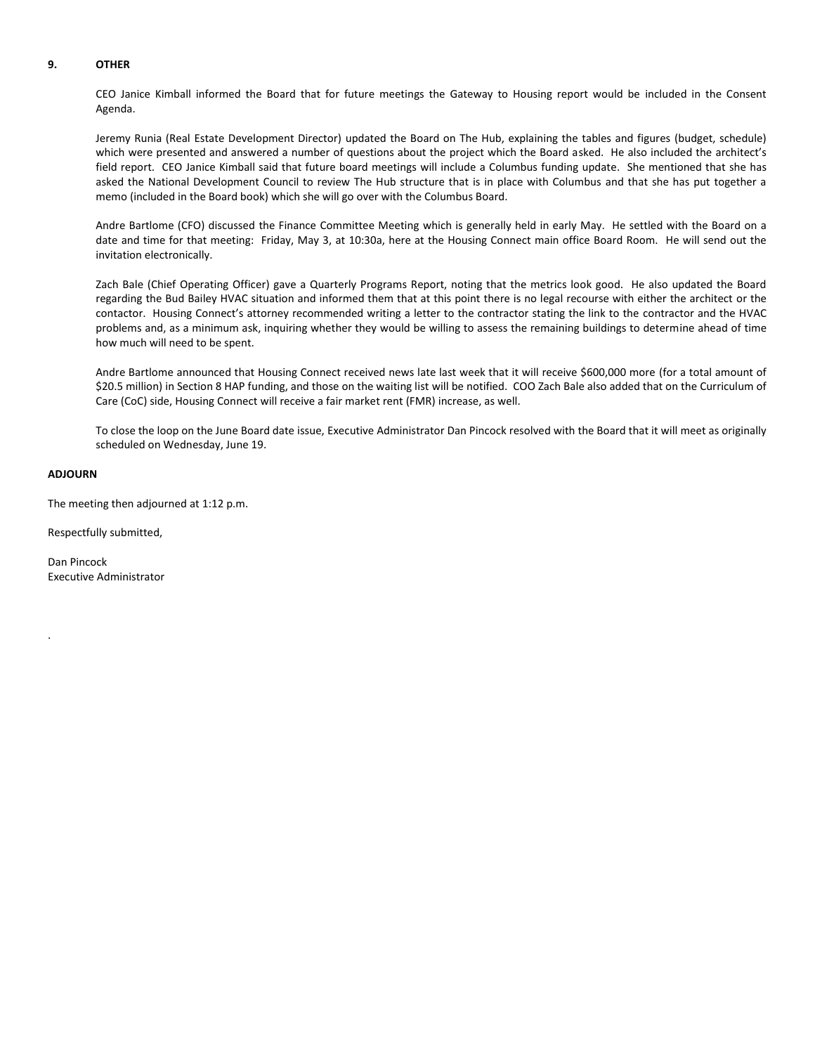## 9. OTHER

CEO Janice Kimball informed the Board that for future meetings the Gateway to Housing report would be included in the Consent Agenda.

Jeremy Runia (Real Estate Development Director) updated the Board on The Hub, explaining the tables and figures (budget, schedule) which were presented and answered a number of questions about the project which the Board asked. He also included the architect's field report. CEO Janice Kimball said that future board meetings will include a Columbus funding update. She mentioned that she has asked the National Development Council to review The Hub structure that is in place with Columbus and that she has put together a memo (included in the Board book) which she will go over with the Columbus Board.

Andre Bartlome (CFO) discussed the Finance Committee Meeting which is generally held in early May. He settled with the Board on a date and time for that meeting: Friday, May 3, at 10:30a, here at the Housing Connect main office Board Room. He will send out the invitation electronically.

Zach Bale (Chief Operating Officer) gave a Quarterly Programs Report, noting that the metrics look good. He also updated the Board regarding the Bud Bailey HVAC situation and informed them that at this point there is no legal recourse with either the architect or the contactor. Housing Connect's attorney recommended writing a letter to the contractor stating the link to the contractor and the HVAC problems and, as a minimum ask, inquiring whether they would be willing to assess the remaining buildings to determine ahead of time how much will need to be spent.

Andre Bartlome announced that Housing Connect received news late last week that it will receive $600,000 more (for a total amount of $20.5 million) in Section 8 HAP funding, and those on the waiting list will be notified. COO Zach Bale also added that on the Curriculum of Care (CoC) side, Housing Connect will receive a fair market rent (FMR) increase, as well.

To close the loop on the June Board date issue, Executive Administrator Dan Pincock resolved with the Board that it will meet as originally scheduled on Wednesday, June 19.

## ADJOURN

The meeting then adjourned at 1:12 p.m.

Respectfully submitted,

Dan Pincock
Executive Administrator

.